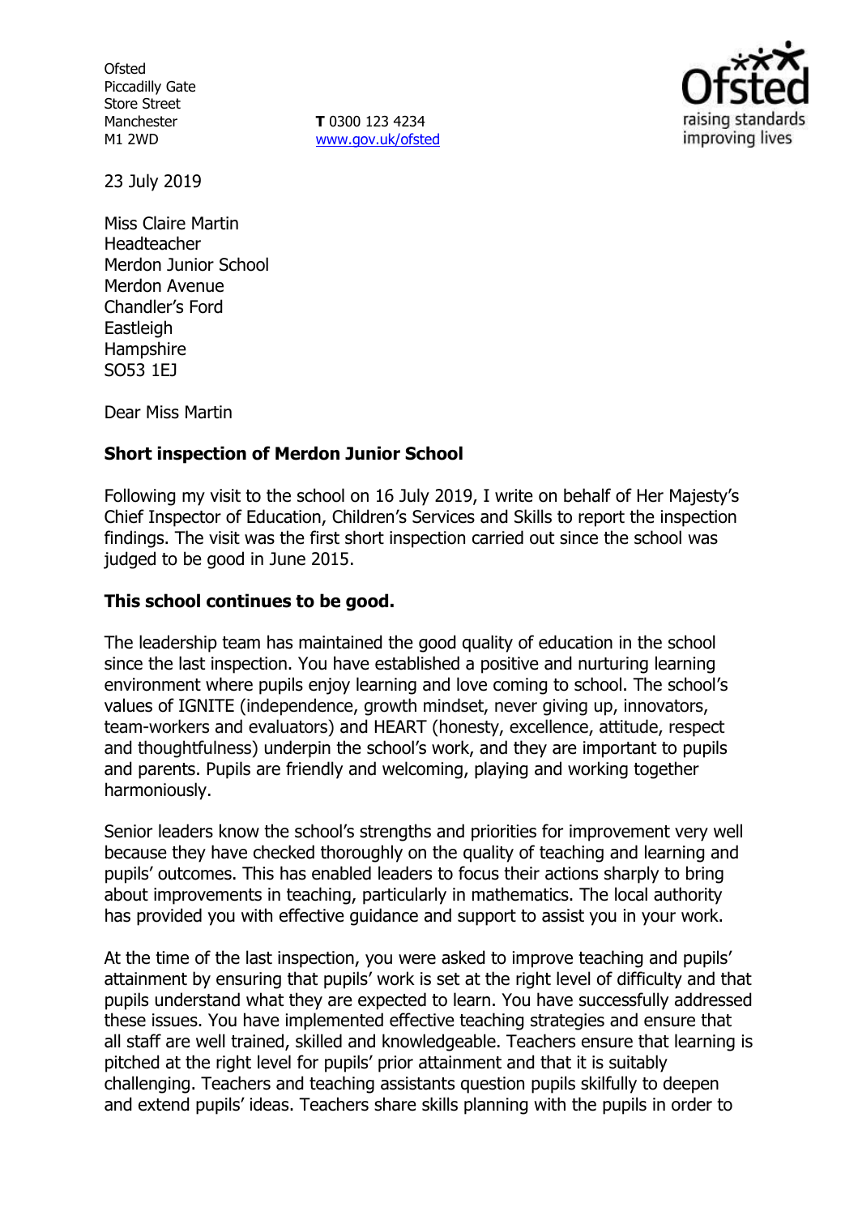Ofsted
Piccadilly Gate
Store Street
Manchester
M1 2WD

**T** 0300 123 4234
www.gov.uk/ofsted

23 July 2019

Miss Claire Martin
Headteacher
Merdon Junior School
Merdon Avenue
Chandler's Ford
Eastleigh
Hampshire
SO53 1EJ

Dear Miss Martin

**Short inspection of Merdon Junior School**

Following my visit to the school on 16 July 2019, I write on behalf of Her Majesty's Chief Inspector of Education, Children's Services and Skills to report the inspection findings. The visit was the first short inspection carried out since the school was judged to be good in June 2015.

**This school continues to be good.**

The leadership team has maintained the good quality of education in the school since the last inspection. You have established a positive and nurturing learning environment where pupils enjoy learning and love coming to school. The school's values of IGNITE (independence, growth mindset, never giving up, innovators, team-workers and evaluators) and HEART (honesty, excellence, attitude, respect and thoughtfulness) underpin the school's work, and they are important to pupils and parents. Pupils are friendly and welcoming, playing and working together harmoniously.

Senior leaders know the school's strengths and priorities for improvement very well because they have checked thoroughly on the quality of teaching and learning and pupils' outcomes. This has enabled leaders to focus their actions sharply to bring about improvements in teaching, particularly in mathematics. The local authority has provided you with effective guidance and support to assist you in your work.

At the time of the last inspection, you were asked to improve teaching and pupils' attainment by ensuring that pupils' work is set at the right level of difficulty and that pupils understand what they are expected to learn. You have successfully addressed these issues. You have implemented effective teaching strategies and ensure that all staff are well trained, skilled and knowledgeable. Teachers ensure that learning is pitched at the right level for pupils' prior attainment and that it is suitably challenging. Teachers and teaching assistants question pupils skilfully to deepen and extend pupils' ideas. Teachers share skills planning with the pupils in order to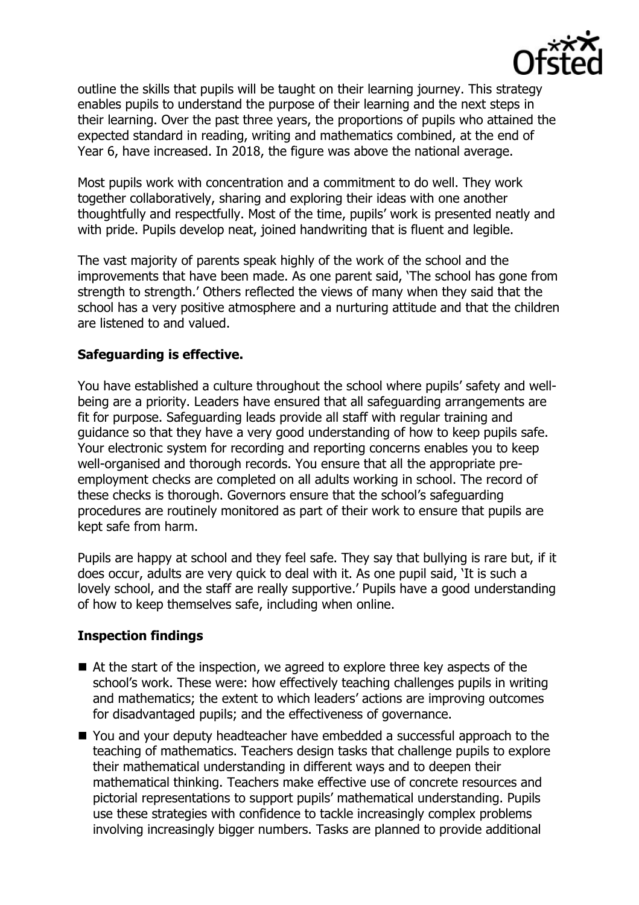outline the skills that pupils will be taught on their learning journey. This strategy enables pupils to understand the purpose of their learning and the next steps in their learning. Over the past three years, the proportions of pupils who attained the expected standard in reading, writing and mathematics combined, at the end of Year 6, have increased. In 2018, the figure was above the national average.

Most pupils work with concentration and a commitment to do well. They work together collaboratively, sharing and exploring their ideas with one another thoughtfully and respectfully. Most of the time, pupils' work is presented neatly and with pride. Pupils develop neat, joined handwriting that is fluent and legible.

The vast majority of parents speak highly of the work of the school and the improvements that have been made. As one parent said, 'The school has gone from strength to strength.' Others reflected the views of many when they said that the school has a very positive atmosphere and a nurturing attitude and that the children are listened to and valued.

## Safeguarding is effective.

You have established a culture throughout the school where pupils' safety and well-being are a priority. Leaders have ensured that all safeguarding arrangements are fit for purpose. Safeguarding leads provide all staff with regular training and guidance so that they have a very good understanding of how to keep pupils safe. Your electronic system for recording and reporting concerns enables you to keep well-organised and thorough records. You ensure that all the appropriate pre-employment checks are completed on all adults working in school. The record of these checks is thorough. Governors ensure that the school's safeguarding procedures are routinely monitored as part of their work to ensure that pupils are kept safe from harm.

Pupils are happy at school and they feel safe. They say that bullying is rare but, if it does occur, adults are very quick to deal with it. As one pupil said, 'It is such a lovely school, and the staff are really supportive.' Pupils have a good understanding of how to keep themselves safe, including when online.

## Inspection findings

- At the start of the inspection, we agreed to explore three key aspects of the school's work. These were: how effectively teaching challenges pupils in writing and mathematics; the extent to which leaders' actions are improving outcomes for disadvantaged pupils; and the effectiveness of governance.
- You and your deputy headteacher have embedded a successful approach to the teaching of mathematics. Teachers design tasks that challenge pupils to explore their mathematical understanding in different ways and to deepen their mathematical thinking. Teachers make effective use of concrete resources and pictorial representations to support pupils' mathematical understanding. Pupils use these strategies with confidence to tackle increasingly complex problems involving increasingly bigger numbers. Tasks are planned to provide additional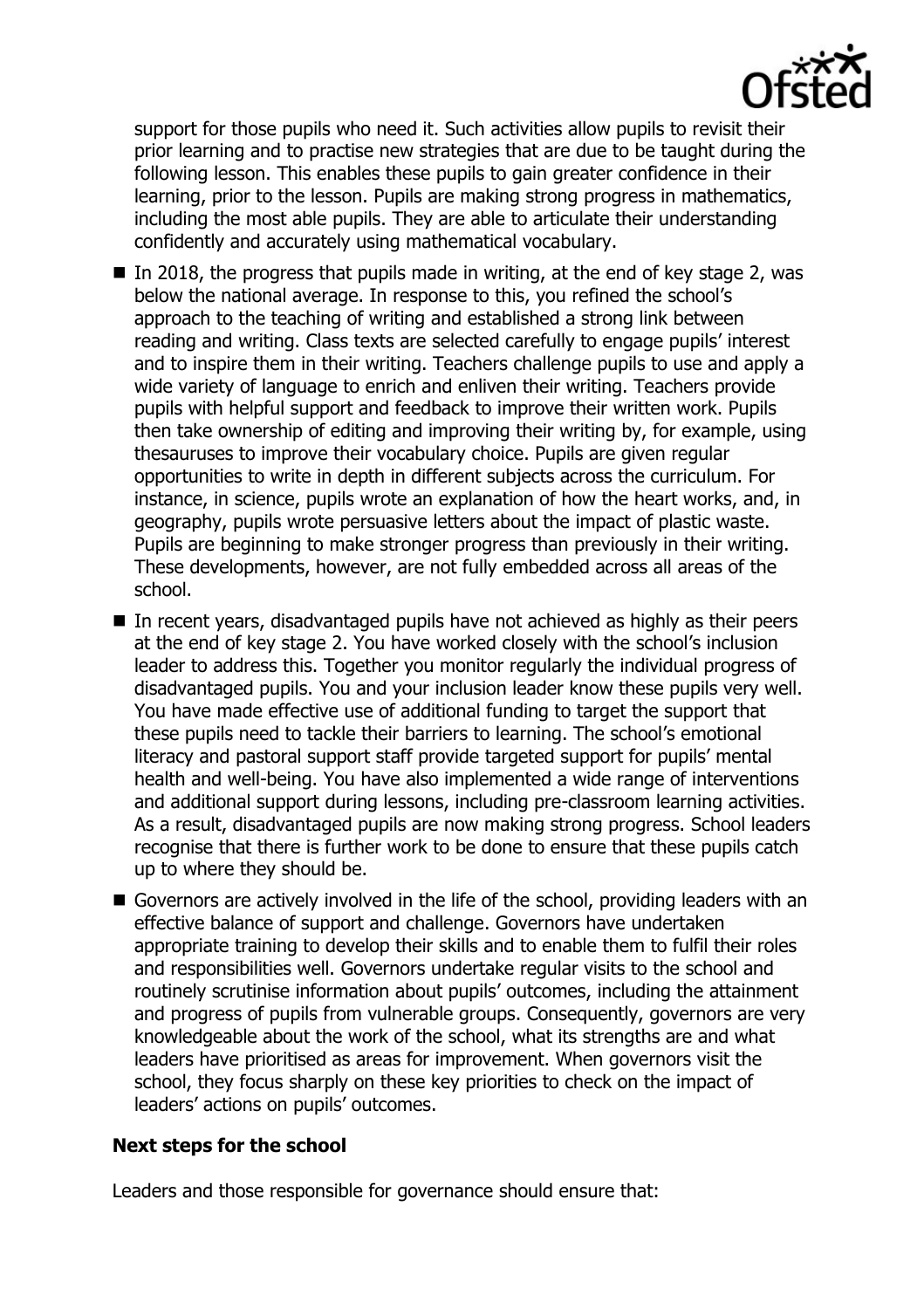support for those pupils who need it. Such activities allow pupils to revisit their prior learning and to practise new strategies that are due to be taught during the following lesson. This enables these pupils to gain greater confidence in their learning, prior to the lesson. Pupils are making strong progress in mathematics, including the most able pupils. They are able to articulate their understanding confidently and accurately using mathematical vocabulary.

- In 2018, the progress that pupils made in writing, at the end of key stage 2, was below the national average. In response to this, you refined the school's approach to the teaching of writing and established a strong link between reading and writing. Class texts are selected carefully to engage pupils' interest and to inspire them in their writing. Teachers challenge pupils to use and apply a wide variety of language to enrich and enliven their writing. Teachers provide pupils with helpful support and feedback to improve their written work. Pupils then take ownership of editing and improving their writing by, for example, using thesauruses to improve their vocabulary choice. Pupils are given regular opportunities to write in depth in different subjects across the curriculum. For instance, in science, pupils wrote an explanation of how the heart works, and, in geography, pupils wrote persuasive letters about the impact of plastic waste. Pupils are beginning to make stronger progress than previously in their writing. These developments, however, are not fully embedded across all areas of the school.
- In recent years, disadvantaged pupils have not achieved as highly as their peers at the end of key stage 2. You have worked closely with the school's inclusion leader to address this. Together you monitor regularly the individual progress of disadvantaged pupils. You and your inclusion leader know these pupils very well. You have made effective use of additional funding to target the support that these pupils need to tackle their barriers to learning. The school's emotional literacy and pastoral support staff provide targeted support for pupils' mental health and well-being. You have also implemented a wide range of interventions and additional support during lessons, including pre-classroom learning activities. As a result, disadvantaged pupils are now making strong progress. School leaders recognise that there is further work to be done to ensure that these pupils catch up to where they should be.
- Governors are actively involved in the life of the school, providing leaders with an effective balance of support and challenge. Governors have undertaken appropriate training to develop their skills and to enable them to fulfil their roles and responsibilities well. Governors undertake regular visits to the school and routinely scrutinise information about pupils' outcomes, including the attainment and progress of pupils from vulnerable groups. Consequently, governors are very knowledgeable about the work of the school, what its strengths are and what leaders have prioritised as areas for improvement. When governors visit the school, they focus sharply on these key priorities to check on the impact of leaders' actions on pupils' outcomes.

**Next steps for the school**

Leaders and those responsible for governance should ensure that: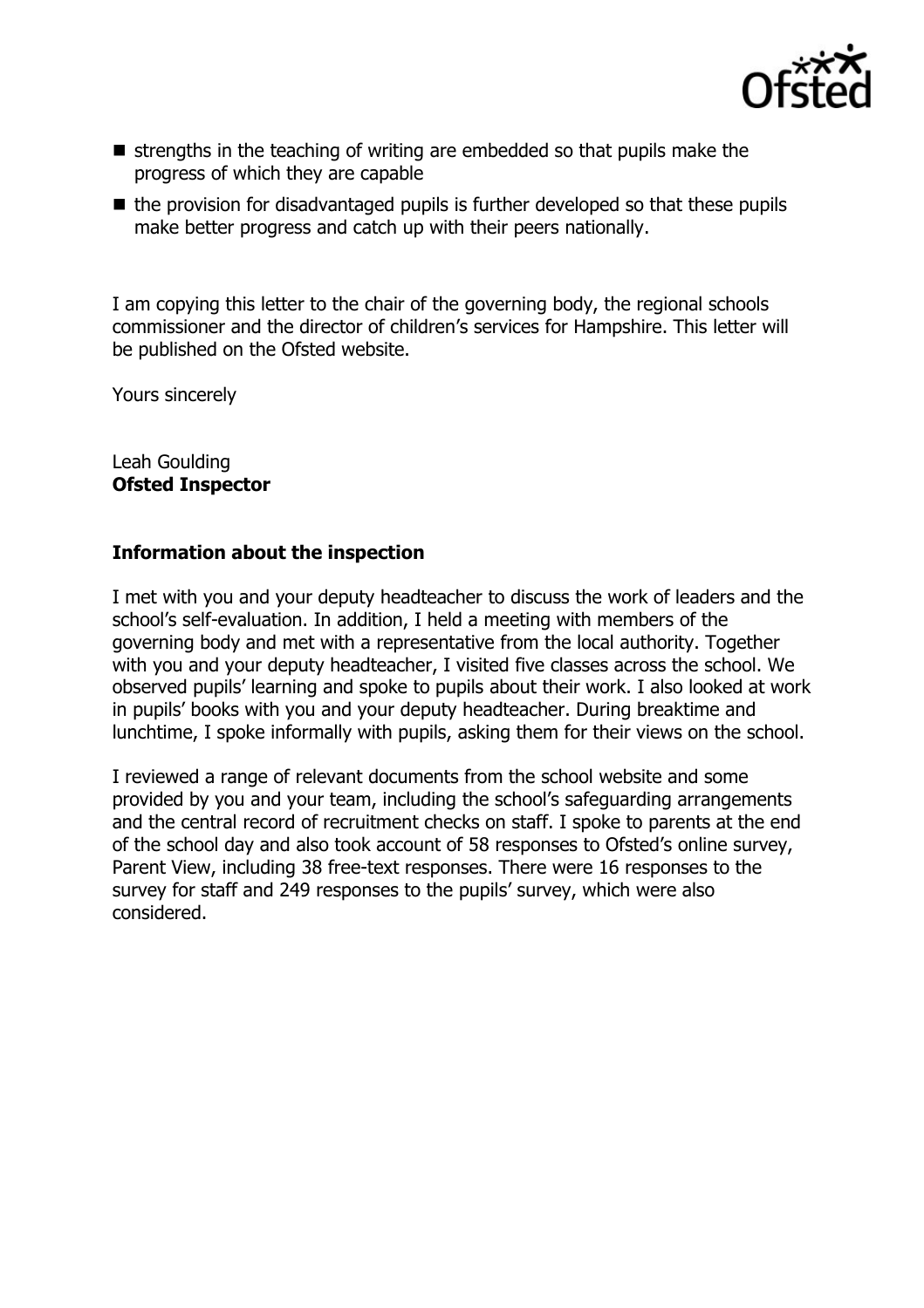- strengths in the teaching of writing are embedded so that pupils make the progress of which they are capable
- the provision for disadvantaged pupils is further developed so that these pupils make better progress and catch up with their peers nationally.

I am copying this letter to the chair of the governing body, the regional schools commissioner and the director of children's services for Hampshire. This letter will be published on the Ofsted website.

Yours sincerely

Leah Goulding
**Ofsted Inspector**

## Information about the inspection

I met with you and your deputy headteacher to discuss the work of leaders and the school's self-evaluation. In addition, I held a meeting with members of the governing body and met with a representative from the local authority. Together with you and your deputy headteacher, I visited five classes across the school. We observed pupils' learning and spoke to pupils about their work. I also looked at work in pupils' books with you and your deputy headteacher. During breaktime and lunchtime, I spoke informally with pupils, asking them for their views on the school.

I reviewed a range of relevant documents from the school website and some provided by you and your team, including the school's safeguarding arrangements and the central record of recruitment checks on staff. I spoke to parents at the end of the school day and also took account of 58 responses to Ofsted's online survey, Parent View, including 38 free-text responses. There were 16 responses to the survey for staff and 249 responses to the pupils' survey, which were also considered.